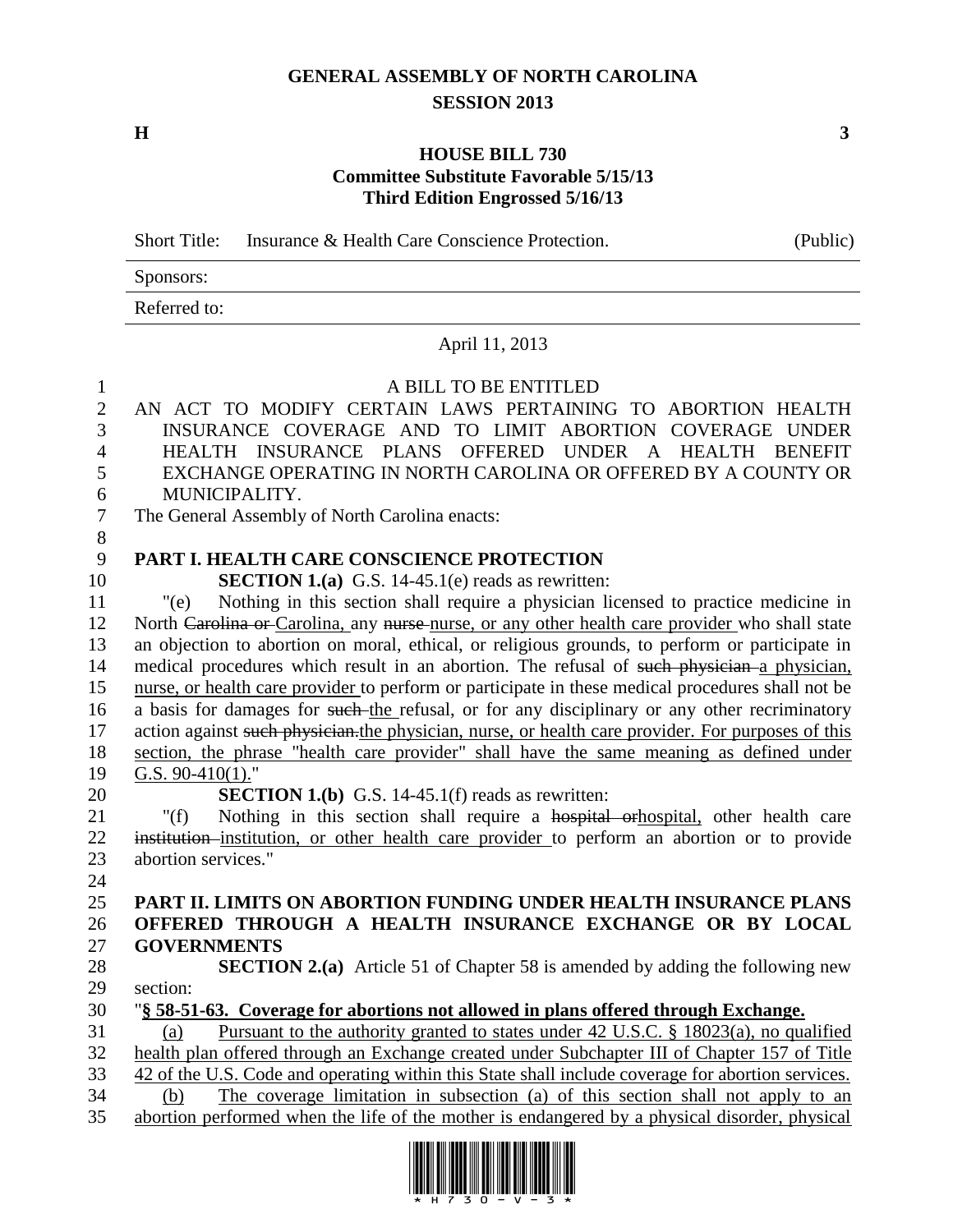# GENERAL ASSEMBLY OF NORTH CAROLINA
## SESSION 2013

**H** **3**

**HOUSE BILL 730**
**Committee Substitute Favorable 5/15/13**
**Third Edition Engrossed 5/16/13**

| Short Title: | Insurance & Health Care Conscience Protection. | (Public) |
|---|---|---|
| Sponsors: | | |
| Referred to: | | |

April 11, 2013

A BILL TO BE ENTITLED

AN ACT TO MODIFY CERTAIN LAWS PERTAINING TO ABORTION HEALTH INSURANCE COVERAGE AND TO LIMIT ABORTION COVERAGE UNDER HEALTH INSURANCE PLANS OFFERED UNDER A HEALTH BENEFIT EXCHANGE OPERATING IN NORTH CAROLINA OR OFFERED BY A COUNTY OR MUNICIPALITY.

The General Assembly of North Carolina enacts:

**PART I. HEALTH CARE CONSCIENCE PROTECTION**

**SECTION 1.(a)** G.S. 14-45.1(e) reads as rewritten:

"(e) Nothing in this section shall require a physician licensed to practice medicine in North ~~Carolina or~~ Carolina, any ~~nurse~~ nurse, or any other health care provider who shall state an objection to abortion on moral, ethical, or religious grounds, to perform or participate in medical procedures which result in an abortion. The refusal of ~~such physician~~ a physician, nurse, or health care provider to perform or participate in these medical procedures shall not be a basis for damages for ~~such~~ the refusal, or for any disciplinary or any other recriminatory action against ~~such physician.~~the physician, nurse, or health care provider. For purposes of this section, the phrase "health care provider" shall have the same meaning as defined under G.S. 90-410(1)."

**SECTION 1.(b)** G.S. 14-45.1(f) reads as rewritten:

"(f) Nothing in this section shall require a ~~hospital or~~hospital, other health care ~~institution~~ institution, or other health care provider to perform an abortion or to provide abortion services."

**PART II. LIMITS ON ABORTION FUNDING UNDER HEALTH INSURANCE PLANS OFFERED THROUGH A HEALTH INSURANCE EXCHANGE OR BY LOCAL GOVERNMENTS**

**SECTION 2.(a)** Article 51 of Chapter 58 is amended by adding the following new section:

"**§ 58-51-63. Coverage for abortions not allowed in plans offered through Exchange.**

(a) Pursuant to the authority granted to states under 42 U.S.C. § 18023(a), no qualified health plan offered through an Exchange created under Subchapter III of Chapter 157 of Title 42 of the U.S. Code and operating within this State shall include coverage for abortion services.

(b) The coverage limitation in subsection (a) of this section shall not apply to an abortion performed when the life of the mother is endangered by a physical disorder, physical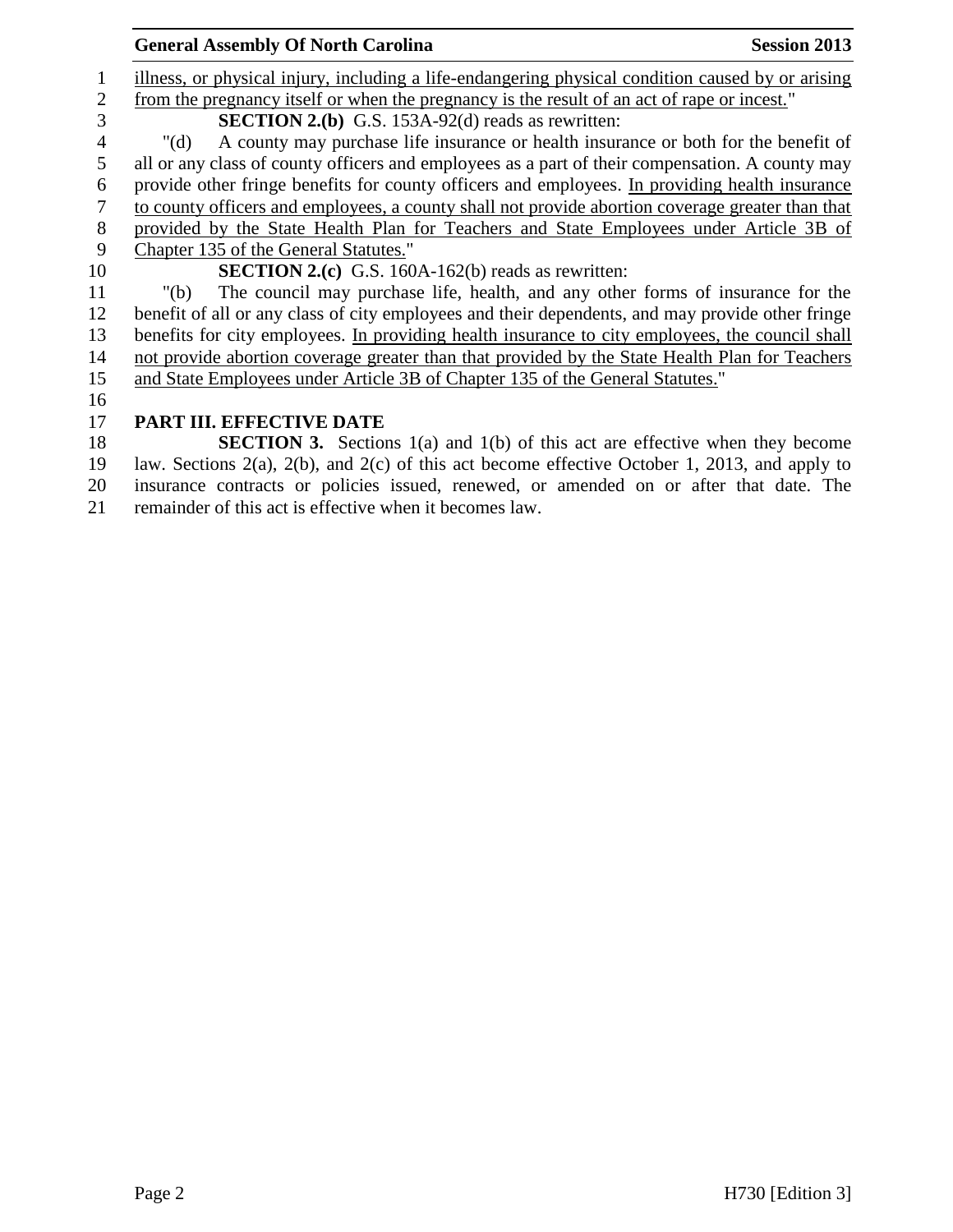illness, or physical injury, including a life-endangering physical condition caused by or arising from the pregnancy itself or when the pregnancy is the result of an act of rape or incest."

**SECTION 2.(b)** G.S. 153A-92(d) reads as rewritten:

"(d) A county may purchase life insurance or health insurance or both for the benefit of all or any class of county officers and employees as a part of their compensation. A county may provide other fringe benefits for county officers and employees. In providing health insurance to county officers and employees, a county shall not provide abortion coverage greater than that provided by the State Health Plan for Teachers and State Employees under Article 3B of Chapter 135 of the General Statutes."

**SECTION 2.(c)** G.S. 160A-162(b) reads as rewritten:

"(b) The council may purchase life, health, and any other forms of insurance for the benefit of all or any class of city employees and their dependents, and may provide other fringe benefits for city employees. In providing health insurance to city employees, the council shall not provide abortion coverage greater than that provided by the State Health Plan for Teachers and State Employees under Article 3B of Chapter 135 of the General Statutes."

## PART III. EFFECTIVE DATE

**SECTION 3.** Sections 1(a) and 1(b) of this act are effective when they become law. Sections 2(a), 2(b), and 2(c) of this act become effective October 1, 2013, and apply to insurance contracts or policies issued, renewed, or amended on or after that date. The remainder of this act is effective when it becomes law.